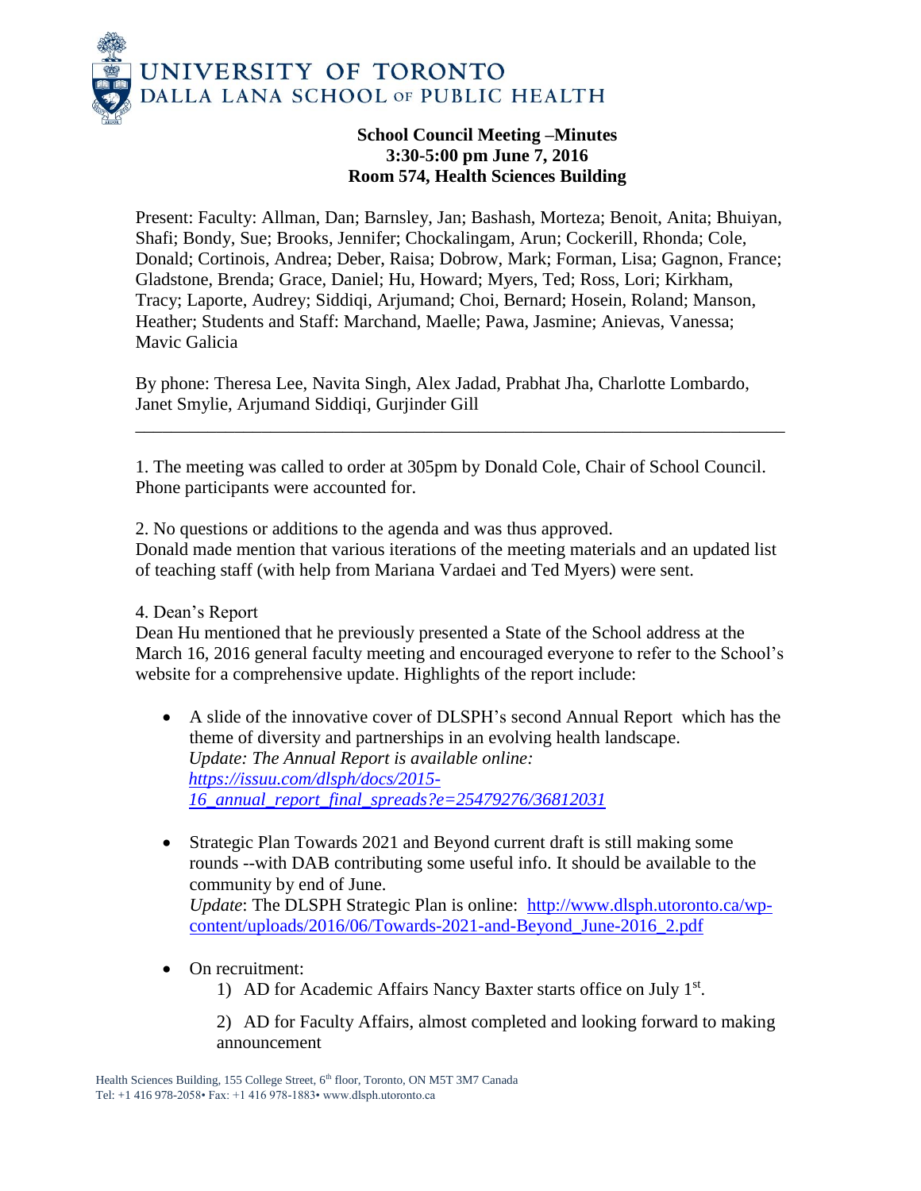UNIVERSITY OF TORONTO
DALLA LANA SCHOOL OF PUBLIC HEALTH

**School Council Meeting –Minutes**
**3:30-5:00 pm June 7, 2016**
**Room 574, Health Sciences Building**

Present: Faculty: Allman, Dan; Barnsley, Jan; Bashash, Morteza; Benoit, Anita; Bhuiyan, Shafi; Bondy, Sue; Brooks, Jennifer; Chockalingam, Arun; Cockerill, Rhonda; Cole, Donald; Cortinois, Andrea; Deber, Raisa; Dobrow, Mark; Forman, Lisa; Gagnon, France; Gladstone, Brenda; Grace, Daniel; Hu, Howard; Myers, Ted; Ross, Lori; Kirkham, Tracy; Laporte, Audrey; Siddiqi, Arjumand; Choi, Bernard; Hosein, Roland; Manson, Heather; Students and Staff: Marchand, Maelle; Pawa, Jasmine; Anievas, Vanessa; Mavic Galicia

By phone: Theresa Lee, Navita Singh, Alex Jadad, Prabhat Jha, Charlotte Lombardo, Janet Smylie, Arjumand Siddiqi, Gurjinder Gill

---

1. The meeting was called to order at 305pm by Donald Cole, Chair of School Council. Phone participants were accounted for.

2. No questions or additions to the agenda and was thus approved.
Donald made mention that various iterations of the meeting materials and an updated list of teaching staff (with help from Mariana Vardaei and Ted Myers) were sent.

4. Dean's Report
Dean Hu mentioned that he previously presented a State of the School address at the March 16, 2016 general faculty meeting and encouraged everyone to refer to the School's website for a comprehensive update. Highlights of the report include:

- A slide of the innovative cover of DLSPH's second Annual Report which has the theme of diversity and partnerships in an evolving health landscape.
  *Update: The Annual Report is available online: https://issuu.com/dlsph/docs/2015-16_annual_report_final_spreads?e=25479276/36812031*

- Strategic Plan Towards 2021 and Beyond current draft is still making some rounds --with DAB contributing some useful info. It should be available to the community by end of June.
  *Update*: The DLSPH Strategic Plan is online: http://www.dlsph.utoronto.ca/wp-content/uploads/2016/06/Towards-2021-and-Beyond_June-2016_2.pdf

- On recruitment:
  1) AD for Academic Affairs Nancy Baxter starts office on July 1st.

  2) AD for Faculty Affairs, almost completed and looking forward to making announcement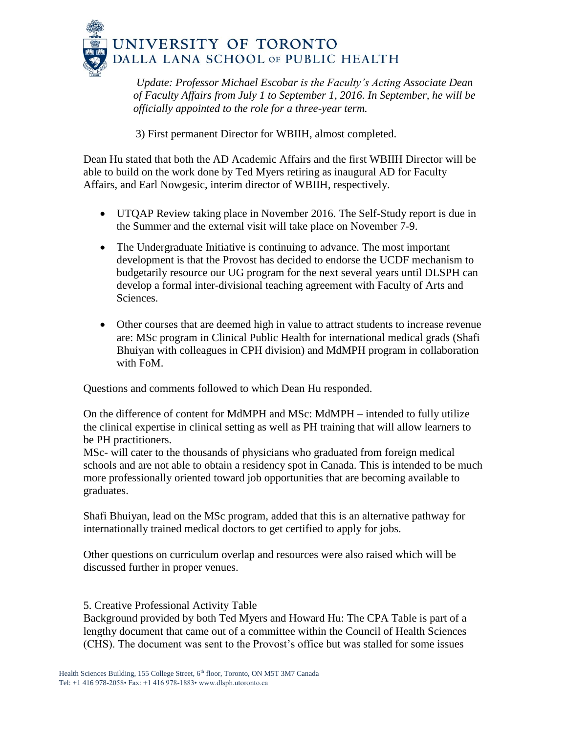*Update: Professor Michael Escobar is the Faculty's Acting Associate Dean of Faculty Affairs from July 1 to September 1, 2016. In September, he will be officially appointed to the role for a three-year term.*

3) First permanent Director for WBIIH, almost completed.

Dean Hu stated that both the AD Academic Affairs and the first WBIIH Director will be able to build on the work done by Ted Myers retiring as inaugural AD for Faculty Affairs, and Earl Nowgesic, interim director of WBIIH, respectively.

- UTQAP Review taking place in November 2016. The Self-Study report is due in the Summer and the external visit will take place on November 7-9.
- The Undergraduate Initiative is continuing to advance. The most important development is that the Provost has decided to endorse the UCDF mechanism to budgetarily resource our UG program for the next several years until DLSPH can develop a formal inter-divisional teaching agreement with Faculty of Arts and Sciences.
- Other courses that are deemed high in value to attract students to increase revenue are: MSc program in Clinical Public Health for international medical grads (Shafi Bhuiyan with colleagues in CPH division) and MdMPH program in collaboration with FoM.

Questions and comments followed to which Dean Hu responded.

On the difference of content for MdMPH and MSc: MdMPH – intended to fully utilize the clinical expertise in clinical setting as well as PH training that will allow learners to be PH practitioners.
MSc- will cater to the thousands of physicians who graduated from foreign medical schools and are not able to obtain a residency spot in Canada. This is intended to be much more professionally oriented toward job opportunities that are becoming available to graduates.

Shafi Bhuiyan, lead on the MSc program, added that this is an alternative pathway for internationally trained medical doctors to get certified to apply for jobs.

Other questions on curriculum overlap and resources were also raised which will be discussed further in proper venues.

5. Creative Professional Activity Table
Background provided by both Ted Myers and Howard Hu: The CPA Table is part of a lengthy document that came out of a committee within the Council of Health Sciences (CHS). The document was sent to the Provost's office but was stalled for some issues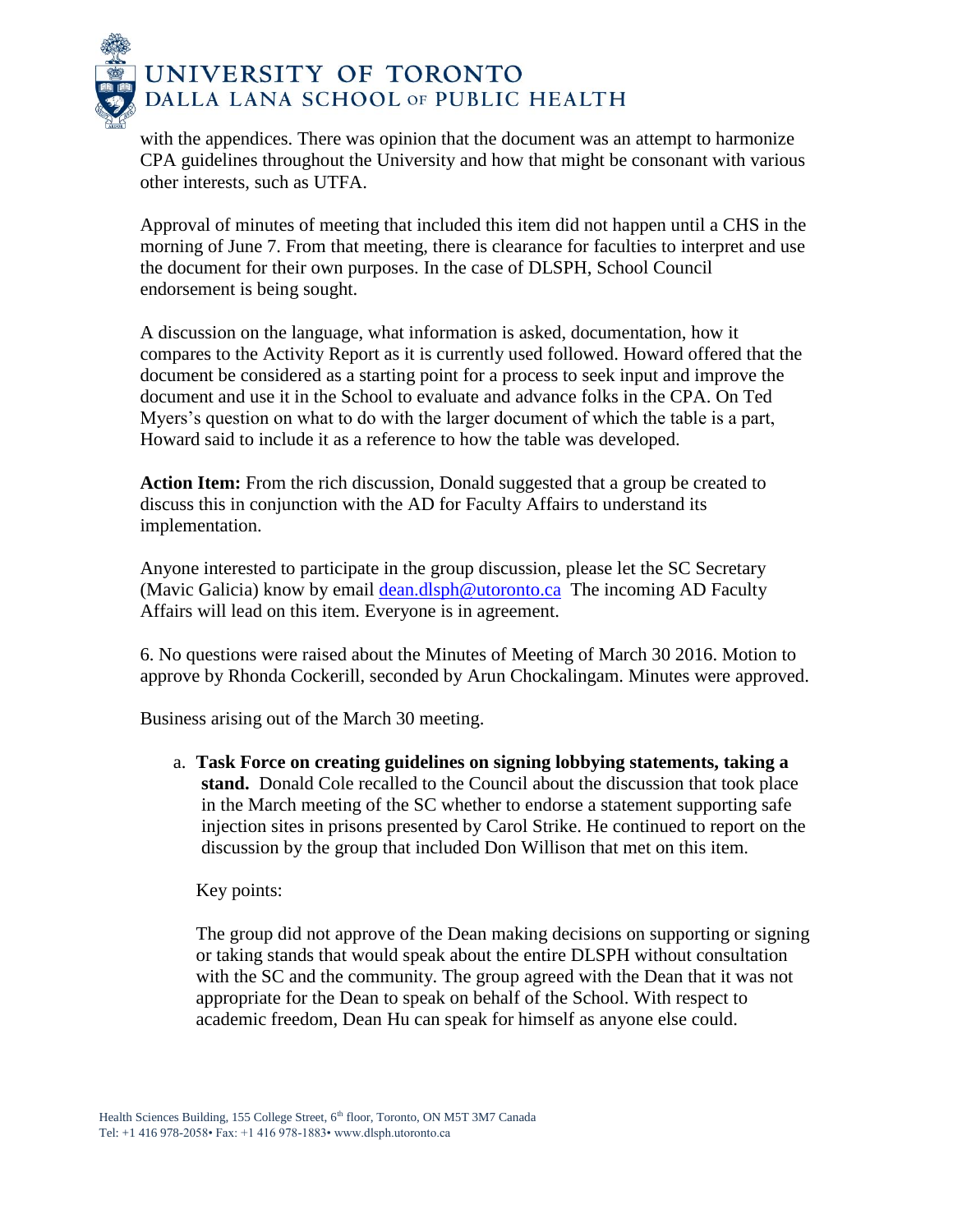with the appendices. There was opinion that the document was an attempt to harmonize CPA guidelines throughout the University and how that might be consonant with various other interests, such as UTFA.

Approval of minutes of meeting that included this item did not happen until a CHS in the morning of June 7. From that meeting, there is clearance for faculties to interpret and use the document for their own purposes. In the case of DLSPH, School Council endorsement is being sought.

A discussion on the language, what information is asked, documentation, how it compares to the Activity Report as it is currently used followed. Howard offered that the document be considered as a starting point for a process to seek input and improve the document and use it in the School to evaluate and advance folks in the CPA. On Ted Myers's question on what to do with the larger document of which the table is a part, Howard said to include it as a reference to how the table was developed.

**Action Item:** From the rich discussion, Donald suggested that a group be created to discuss this in conjunction with the AD for Faculty Affairs to understand its implementation.

Anyone interested to participate in the group discussion, please let the SC Secretary (Mavic Galicia) know by email [dean.dlsph@utoronto.ca](mailto:dean.dlsph@utoronto.ca) The incoming AD Faculty Affairs will lead on this item. Everyone is in agreement.

6. No questions were raised about the Minutes of Meeting of March 30 2016. Motion to approve by Rhonda Cockerill, seconded by Arun Chockalingam. Minutes were approved.

Business arising out of the March 30 meeting.

a. **Task Force on creating guidelines on signing lobbying statements, taking a stand.** Donald Cole recalled to the Council about the discussion that took place in the March meeting of the SC whether to endorse a statement supporting safe injection sites in prisons presented by Carol Strike. He continued to report on the discussion by the group that included Don Willison that met on this item.

   Key points:

   The group did not approve of the Dean making decisions on supporting or signing or taking stands that would speak about the entire DLSPH without consultation with the SC and the community. The group agreed with the Dean that it was not appropriate for the Dean to speak on behalf of the School. With respect to academic freedom, Dean Hu can speak for himself as anyone else could.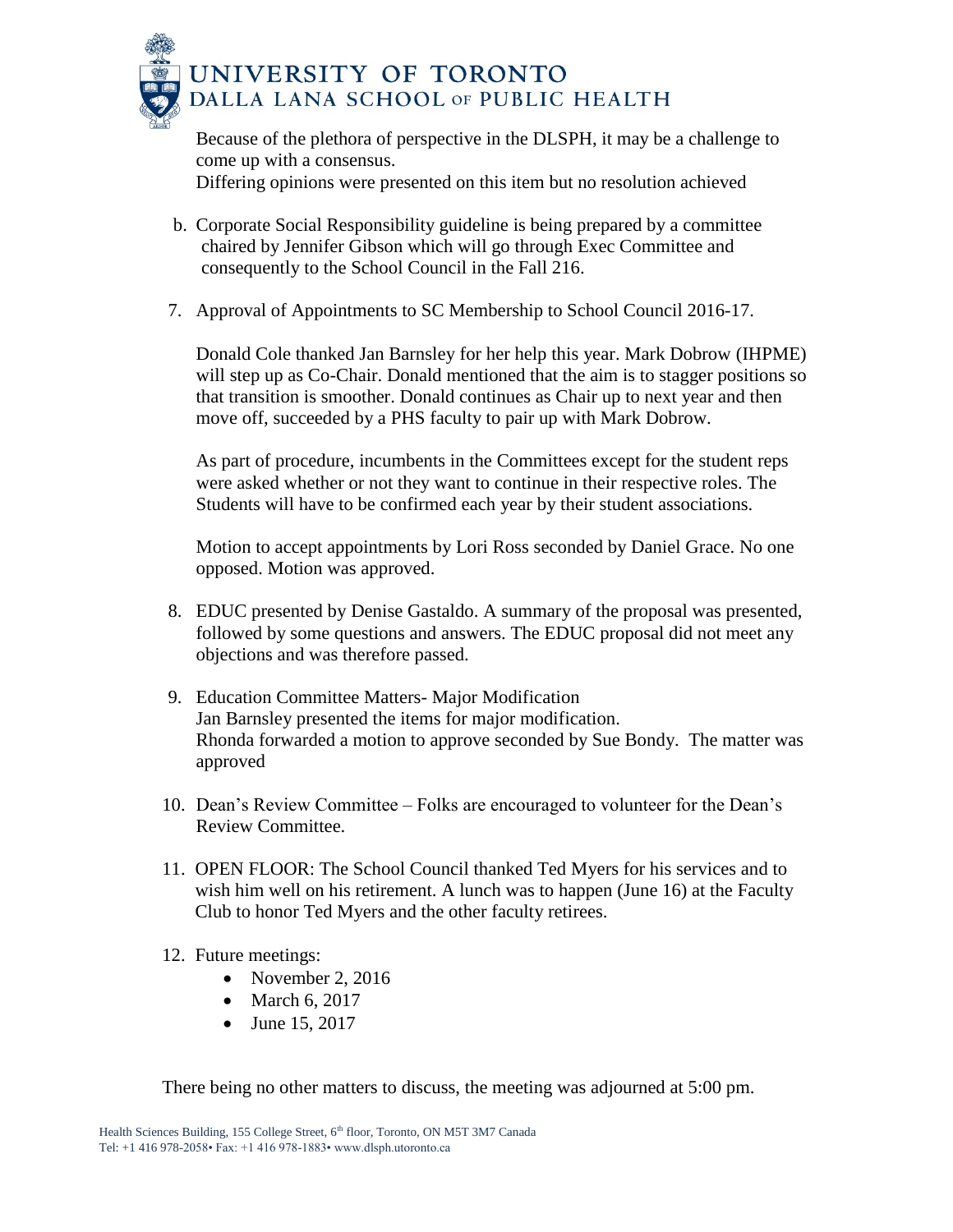Because of the plethora of perspective in the DLSPH, it may be a challenge to come up with a consensus.
Differing opinions were presented on this item but no resolution achieved

b. Corporate Social Responsibility guideline is being prepared by a committee chaired by Jennifer Gibson which will go through Exec Committee and consequently to the School Council in the Fall 216.

7. Approval of Appointments to SC Membership to School Council 2016-17.

   Donald Cole thanked Jan Barnsley for her help this year. Mark Dobrow (IHPME) will step up as Co-Chair. Donald mentioned that the aim is to stagger positions so that transition is smoother. Donald continues as Chair up to next year and then move off, succeeded by a PHS faculty to pair up with Mark Dobrow.

   As part of procedure, incumbents in the Committees except for the student reps were asked whether or not they want to continue in their respective roles. The Students will have to be confirmed each year by their student associations.

   Motion to accept appointments by Lori Ross seconded by Daniel Grace. No one opposed. Motion was approved.

8. EDUC presented by Denise Gastaldo. A summary of the proposal was presented, followed by some questions and answers. The EDUC proposal did not meet any objections and was therefore passed.

9. Education Committee Matters- Major Modification
   Jan Barnsley presented the items for major modification.
   Rhonda forwarded a motion to approve seconded by Sue Bondy. The matter was approved

10. Dean's Review Committee – Folks are encouraged to volunteer for the Dean's Review Committee.

11. OPEN FLOOR: The School Council thanked Ted Myers for his services and to wish him well on his retirement. A lunch was to happen (June 16) at the Faculty Club to honor Ted Myers and the other faculty retirees.

12. Future meetings:
    - November 2, 2016
    - March 6, 2017
    - June 15, 2017

There being no other matters to discuss, the meeting was adjourned at 5:00 pm.